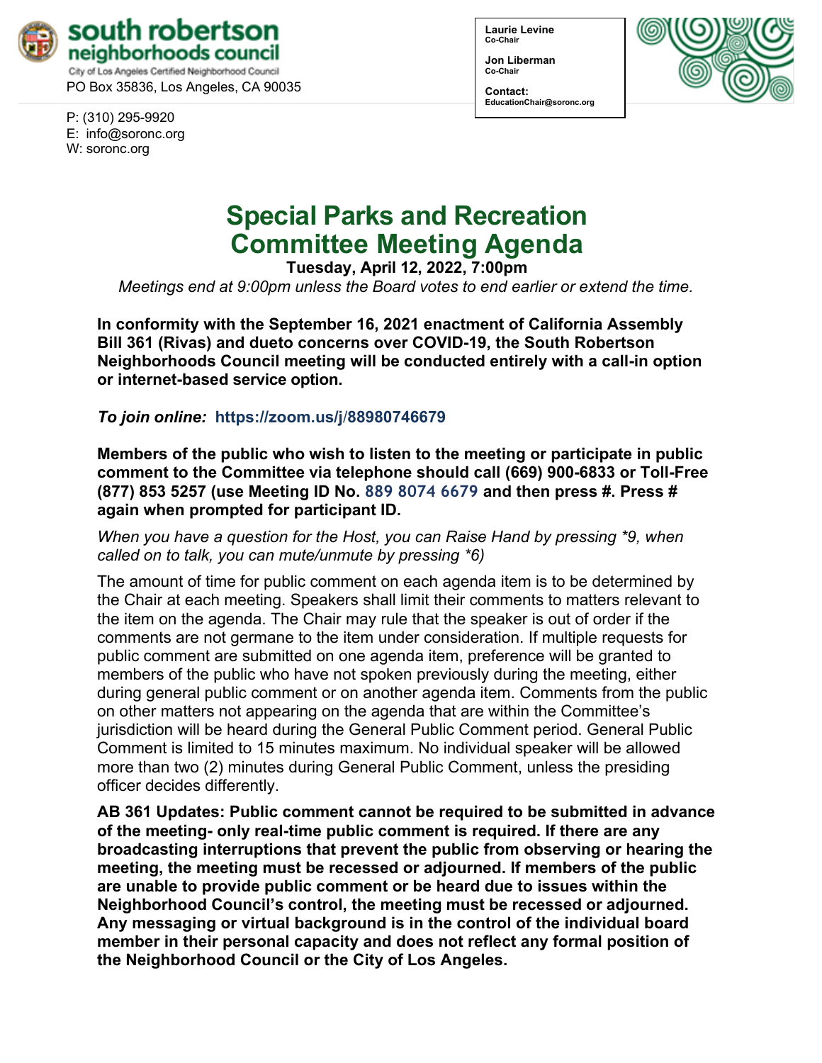**south robertson neighborhoods council**
City of Los Angeles Certified Neighborhood Council
PO Box 35836, Los Angeles, CA 90035

P: (310) 295-9920
E: info@soronc.org
W: soronc.org

**Laurie Levine**
**Co-Chair**

**Jon Liberman**
**Co-Chair**

**Contact:**
**EducationChair@soronc.org**

# Special Parks and Recreation Committee Meeting Agenda

**Tuesday, April 12, 2022, 7:00pm**

*Meetings end at 9:00pm unless the Board votes to end earlier or extend the time.*

**In conformity with the September 16, 2021 enactment of California Assembly Bill 361 (Rivas) and dueto concerns over COVID-19, the South Robertson Neighborhoods Council meeting will be conducted entirely with a call-in option or internet-based service option.**

***To join online:*** **https://zoom.us/j/88980746679**

**Members of the public who wish to listen to the meeting or participate in public comment to the Committee via telephone should call (669) 900-6833 or Toll-Free (877) 853 5257 (use Meeting ID No. 889 8074 6679 and then press #. Press # again when prompted for participant ID.**

*When you have a question for the Host, you can Raise Hand by pressing *9, when called on to talk, you can mute/unmute by pressing *6)*

The amount of time for public comment on each agenda item is to be determined by the Chair at each meeting. Speakers shall limit their comments to matters relevant to the item on the agenda. The Chair may rule that the speaker is out of order if the comments are not germane to the item under consideration. If multiple requests for public comment are submitted on one agenda item, preference will be granted to members of the public who have not spoken previously during the meeting, either during general public comment or on another agenda item. Comments from the public on other matters not appearing on the agenda that are within the Committee's jurisdiction will be heard during the General Public Comment period. General Public Comment is limited to 15 minutes maximum. No individual speaker will be allowed more than two (2) minutes during General Public Comment, unless the presiding officer decides differently.

**AB 361 Updates: Public comment cannot be required to be submitted in advance of the meeting- only real-time public comment is required. If there are any broadcasting interruptions that prevent the public from observing or hearing the meeting, the meeting must be recessed or adjourned. If members of the public are unable to provide public comment or be heard due to issues within the Neighborhood Council's control, the meeting must be recessed or adjourned. Any messaging or virtual background is in the control of the individual board member in their personal capacity and does not reflect any formal position of the Neighborhood Council or the City of Los Angeles.**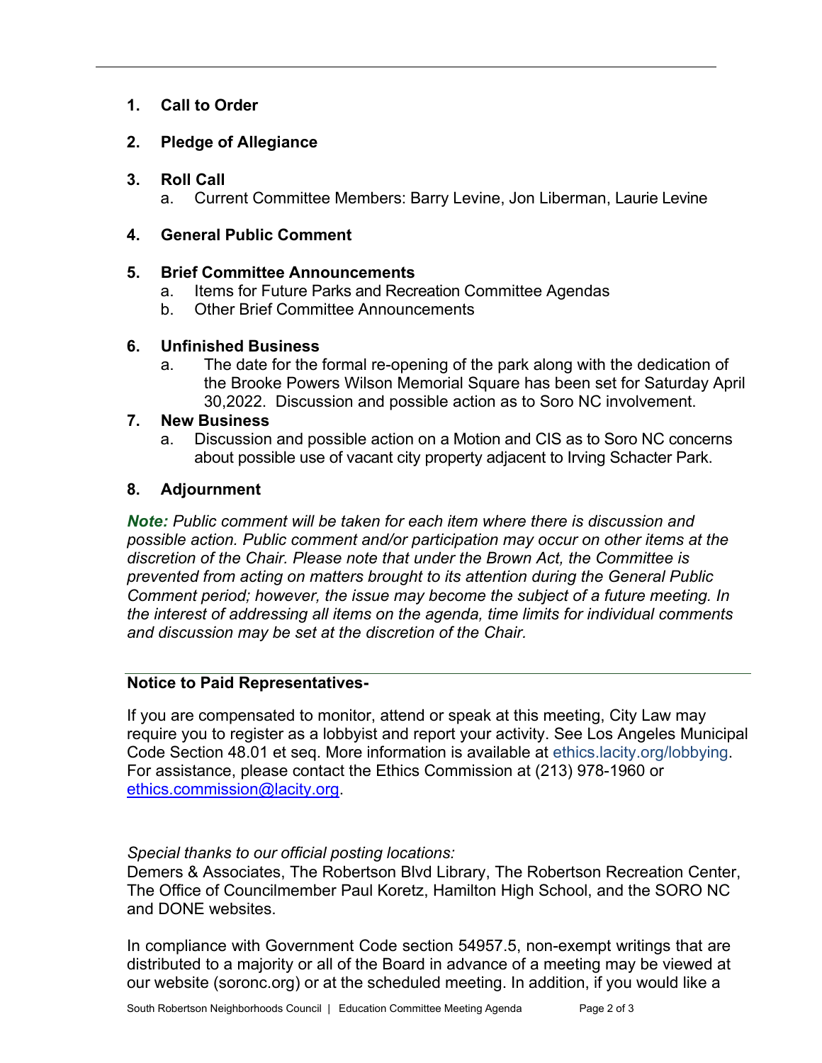1. **Call to Order**

2. **Pledge of Allegiance**

3. **Roll Call**
   a. Current Committee Members: Barry Levine, Jon Liberman, Laurie Levine

4. **General Public Comment**

5. **Brief Committee Announcements**
   a. Items for Future Parks and Recreation Committee Agendas
   b. Other Brief Committee Announcements

6. **Unfinished Business**
   a. The date for the formal re-opening of the park along with the dedication of the Brooke Powers Wilson Memorial Square has been set for Saturday April 30,2022. Discussion and possible action as to Soro NC involvement.

7. **New Business**
   a. Discussion and possible action on a Motion and CIS as to Soro NC concerns about possible use of vacant city property adjacent to Irving Schacter Park.

8. **Adjournment**

***Note:*** *Public comment will be taken for each item where there is discussion and possible action. Public comment and/or participation may occur on other items at the discretion of the Chair. Please note that under the Brown Act, the Committee is prevented from acting on matters brought to its attention during the General Public Comment period; however, the issue may become the subject of a future meeting. In the interest of addressing all items on the agenda, time limits for individual comments and discussion may be set at the discretion of the Chair.*

**Notice to Paid Representatives-**

If you are compensated to monitor, attend or speak at this meeting, City Law may require you to register as a lobbyist and report your activity. See Los Angeles Municipal Code Section 48.01 et seq. More information is available at ethics.lacity.org/lobbying. For assistance, please contact the Ethics Commission at (213) 978-1960 or ethics.commission@lacity.org.

*Special thanks to our official posting locations:*
Demers & Associates, The Robertson Blvd Library, The Robertson Recreation Center, The Office of Councilmember Paul Koretz, Hamilton High School, and the SORO NC and DONE websites.

In compliance with Government Code section 54957.5, non-exempt writings that are distributed to a majority or all of the Board in advance of a meeting may be viewed at our website (soronc.org) or at the scheduled meeting. In addition, if you would like a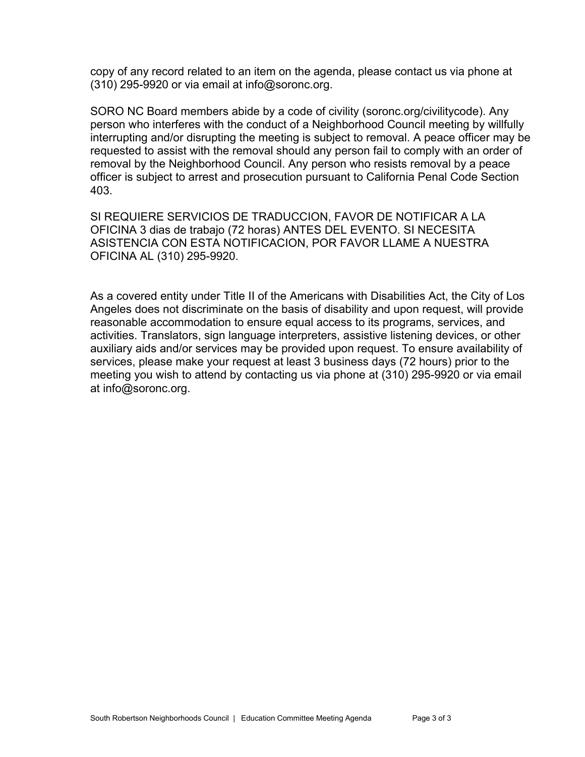copy of any record related to an item on the agenda, please contact us via phone at (310) 295-9920 or via email at info@soronc.org.

SORO NC Board members abide by a code of civility (soronc.org/civilitycode). Any person who interferes with the conduct of a Neighborhood Council meeting by willfully interrupting and/or disrupting the meeting is subject to removal. A peace officer may be requested to assist with the removal should any person fail to comply with an order of removal by the Neighborhood Council. Any person who resists removal by a peace officer is subject to arrest and prosecution pursuant to California Penal Code Section 403.

SI REQUIERE SERVICIOS DE TRADUCCION, FAVOR DE NOTIFICAR A LA OFICINA 3 dias de trabajo (72 horas) ANTES DEL EVENTO. SI NECESITA ASISTENCIA CON ESTA NOTIFICACION, POR FAVOR LLAME A NUESTRA OFICINA AL (310) 295-9920.

As a covered entity under Title II of the Americans with Disabilities Act, the City of Los Angeles does not discriminate on the basis of disability and upon request, will provide reasonable accommodation to ensure equal access to its programs, services, and activities. Translators, sign language interpreters, assistive listening devices, or other auxiliary aids and/or services may be provided upon request. To ensure availability of services, please make your request at least 3 business days (72 hours) prior to the meeting you wish to attend by contacting us via phone at (310) 295-9920 or via email at info@soronc.org.